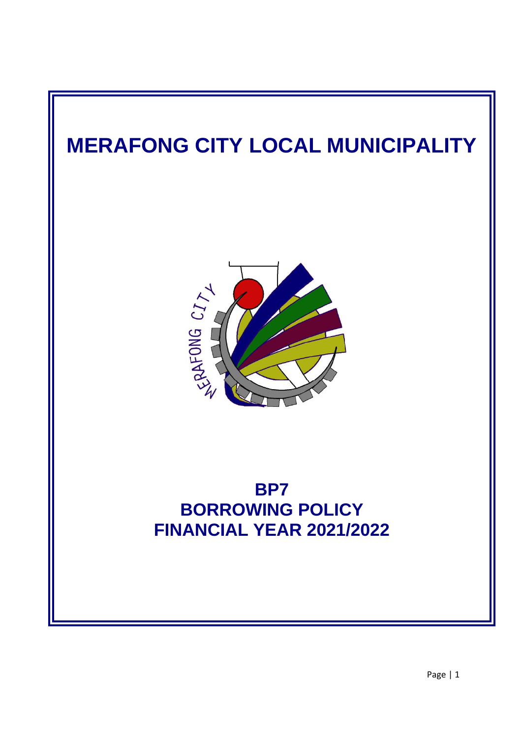# MERAFONG CITY LOCAL MUNICIPALITY

## BP7
## BORROWING POLICY
## FINANCIAL YEAR 2021/2022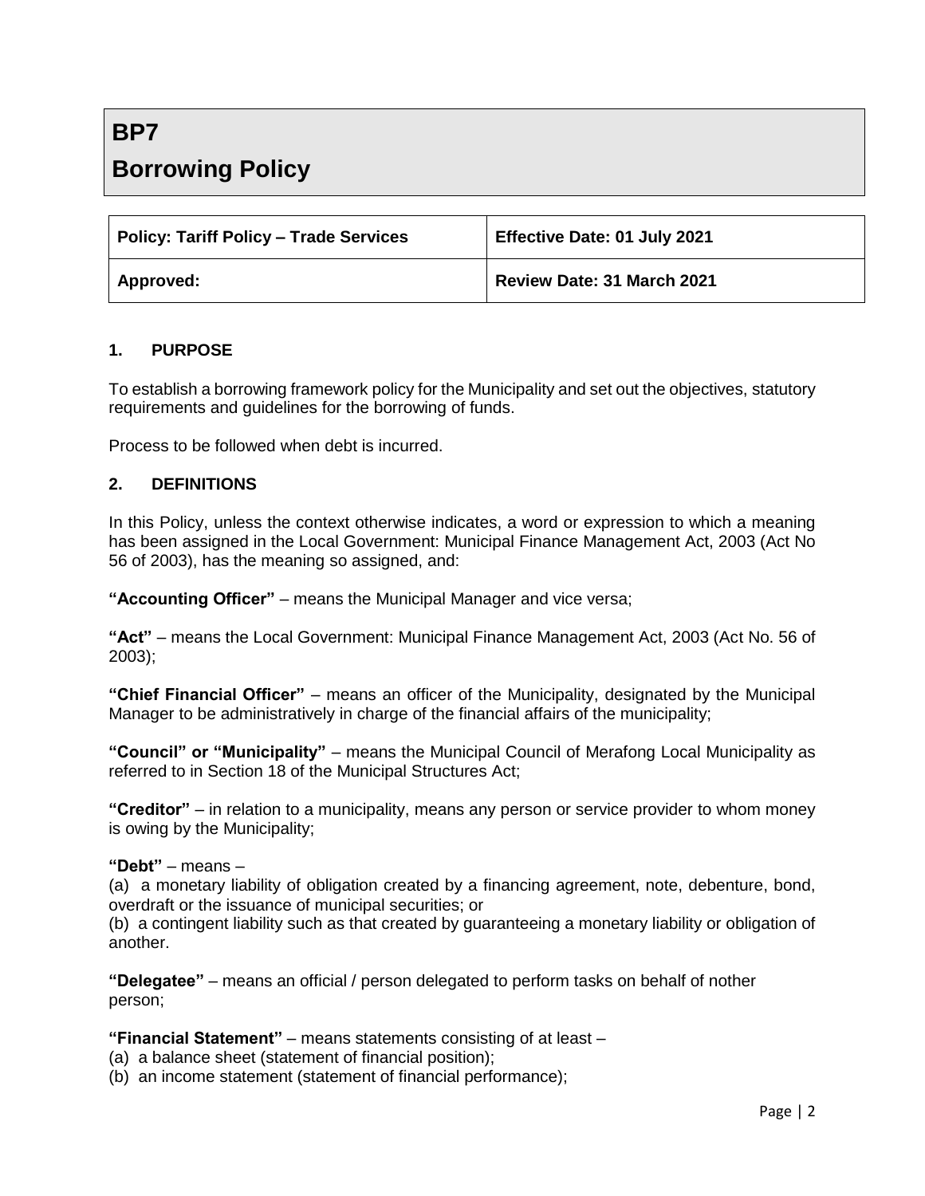# BP7

# Borrowing Policy

| Policy: Tariff Policy – Trade Services | Effective Date: 01 July 2021 |
|---|---|
| Approved: | Review Date: 31 March 2021 |

## 1. PURPOSE

To establish a borrowing framework policy for the Municipality and set out the objectives, statutory requirements and guidelines for the borrowing of funds.

Process to be followed when debt is incurred.

## 2. DEFINITIONS

In this Policy, unless the context otherwise indicates, a word or expression to which a meaning has been assigned in the Local Government: Municipal Finance Management Act, 2003 (Act No 56 of 2003), has the meaning so assigned, and:

**"Accounting Officer"** – means the Municipal Manager and vice versa;

**"Act"** – means the Local Government: Municipal Finance Management Act, 2003 (Act No. 56 of 2003);

**"Chief Financial Officer"** – means an officer of the Municipality, designated by the Municipal Manager to be administratively in charge of the financial affairs of the municipality;

**"Council" or "Municipality"** – means the Municipal Council of Merafong Local Municipality as referred to in Section 18 of the Municipal Structures Act;

**"Creditor"** – in relation to a municipality, means any person or service provider to whom money is owing by the Municipality;

**"Debt"** – means –
(a) a monetary liability of obligation created by a financing agreement, note, debenture, bond, overdraft or the issuance of municipal securities; or
(b) a contingent liability such as that created by guaranteeing a monetary liability or obligation of another.

**"Delegatee"** – means an official / person delegated to perform tasks on behalf of nother person;

**"Financial Statement"** – means statements consisting of at least –
(a) a balance sheet (statement of financial position);
(b) an income statement (statement of financial performance);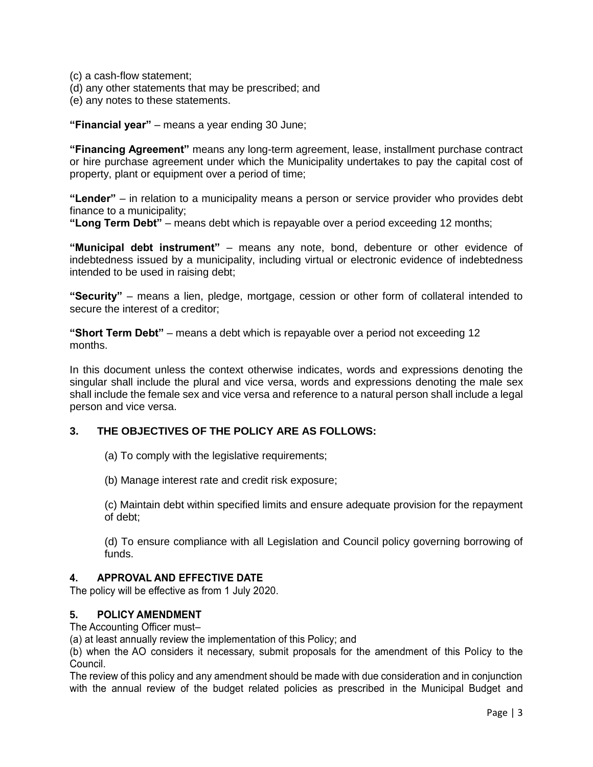(c) a cash-flow statement;
(d) any other statements that may be prescribed; and
(e) any notes to these statements.

**"Financial year"** – means a year ending 30 June;

**"Financing Agreement"** means any long-term agreement, lease, installment purchase contract or hire purchase agreement under which the Municipality undertakes to pay the capital cost of property, plant or equipment over a period of time;

**"Lender"** – in relation to a municipality means a person or service provider who provides debt finance to a municipality;
**"Long Term Debt"** – means debt which is repayable over a period exceeding 12 months;

**"Municipal debt instrument"** – means any note, bond, debenture or other evidence of indebtedness issued by a municipality, including virtual or electronic evidence of indebtedness intended to be used in raising debt;

**"Security"** – means a lien, pledge, mortgage, cession or other form of collateral intended to secure the interest of a creditor;

**"Short Term Debt"** – means a debt which is repayable over a period not exceeding 12 months.

In this document unless the context otherwise indicates, words and expressions denoting the singular shall include the plural and vice versa, words and expressions denoting the male sex shall include the female sex and vice versa and reference to a natural person shall include a legal person and vice versa.

## 3. THE OBJECTIVES OF THE POLICY ARE AS FOLLOWS:

(a) To comply with the legislative requirements;

(b) Manage interest rate and credit risk exposure;

(c) Maintain debt within specified limits and ensure adequate provision for the repayment of debt;

(d) To ensure compliance with all Legislation and Council policy governing borrowing of funds.

## 4. APPROVAL AND EFFECTIVE DATE

The policy will be effective as from 1 July 2020.

## 5. POLICY AMENDMENT

The Accounting Officer must–

(a) at least annually review the implementation of this Policy; and

(b) when the AO considers it necessary, submit proposals for the amendment of this Policy to the Council.

The review of this policy and any amendment should be made with due consideration and in conjunction with the annual review of the budget related policies as prescribed in the Municipal Budget and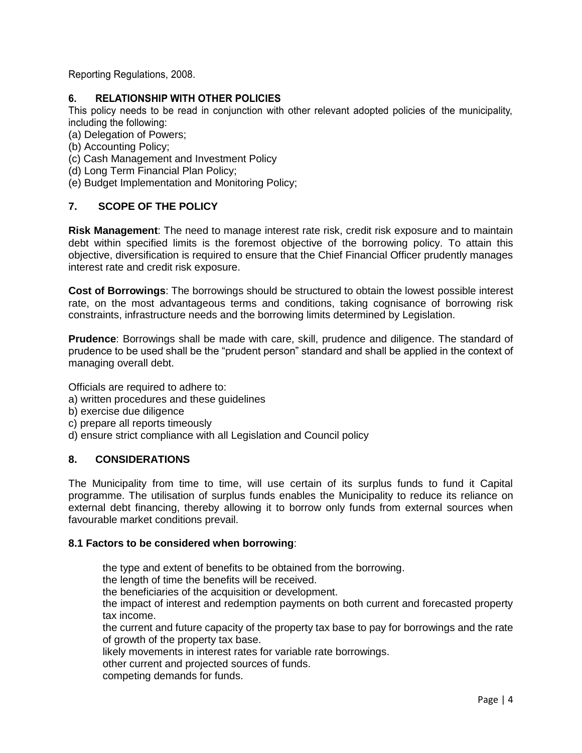Reporting Regulations, 2008.

## 6. RELATIONSHIP WITH OTHER POLICIES

This policy needs to be read in conjunction with other relevant adopted policies of the municipality, including the following:

(a) Delegation of Powers;
(b) Accounting Policy;
(c) Cash Management and Investment Policy
(d) Long Term Financial Plan Policy;
(e) Budget Implementation and Monitoring Policy;

## 7. SCOPE OF THE POLICY

**Risk Management**: The need to manage interest rate risk, credit risk exposure and to maintain debt within specified limits is the foremost objective of the borrowing policy. To attain this objective, diversification is required to ensure that the Chief Financial Officer prudently manages interest rate and credit risk exposure.

**Cost of Borrowings**: The borrowings should be structured to obtain the lowest possible interest rate, on the most advantageous terms and conditions, taking cognisance of borrowing risk constraints, infrastructure needs and the borrowing limits determined by Legislation.

**Prudence**: Borrowings shall be made with care, skill, prudence and diligence. The standard of prudence to be used shall be the "prudent person" standard and shall be applied in the context of managing overall debt.

Officials are required to adhere to:

a) written procedures and these guidelines
b) exercise due diligence
c) prepare all reports timeously
d) ensure strict compliance with all Legislation and Council policy

## 8. CONSIDERATIONS

The Municipality from time to time, will use certain of its surplus funds to fund it Capital programme. The utilisation of surplus funds enables the Municipality to reduce its reliance on external debt financing, thereby allowing it to borrow only funds from external sources when favourable market conditions prevail.

### 8.1 Factors to be considered when borrowing:

- the type and extent of benefits to be obtained from the borrowing.
- the length of time the benefits will be received.
- the beneficiaries of the acquisition or development.
- the impact of interest and redemption payments on both current and forecasted property tax income.
- the current and future capacity of the property tax base to pay for borrowings and the rate of growth of the property tax base.
- likely movements in interest rates for variable rate borrowings.
- other current and projected sources of funds.
- competing demands for funds.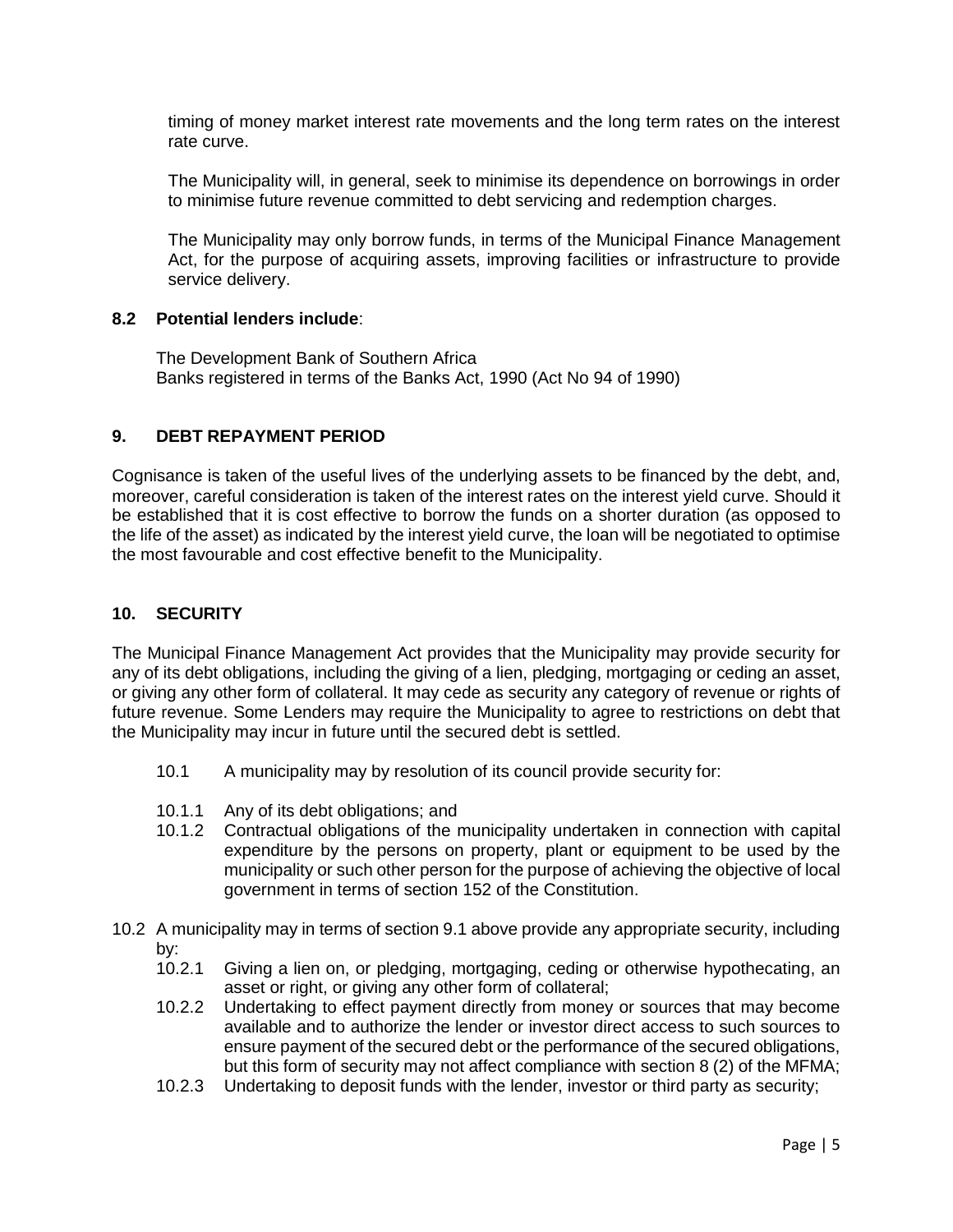timing of money market interest rate movements and the long term rates on the interest rate curve.

The Municipality will, in general, seek to minimise its dependence on borrowings in order to minimise future revenue committed to debt servicing and redemption charges.

The Municipality may only borrow funds, in terms of the Municipal Finance Management Act, for the purpose of acquiring assets, improving facilities or infrastructure to provide service delivery.

**8.2 Potential lenders include**:

The Development Bank of Southern Africa
Banks registered in terms of the Banks Act, 1990 (Act No 94 of 1990)

## 9. DEBT REPAYMENT PERIOD

Cognisance is taken of the useful lives of the underlying assets to be financed by the debt, and, moreover, careful consideration is taken of the interest rates on the interest yield curve. Should it be established that it is cost effective to borrow the funds on a shorter duration (as opposed to the life of the asset) as indicated by the interest yield curve, the loan will be negotiated to optimise the most favourable and cost effective benefit to the Municipality.

## 10. SECURITY

The Municipal Finance Management Act provides that the Municipality may provide security for any of its debt obligations, including the giving of a lien, pledging, mortgaging or ceding an asset, or giving any other form of collateral. It may cede as security any category of revenue or rights of future revenue. Some Lenders may require the Municipality to agree to restrictions on debt that the Municipality may incur in future until the secured debt is settled.

10.1 A municipality may by resolution of its council provide security for:

10.1.1 Any of its debt obligations; and
10.1.2 Contractual obligations of the municipality undertaken in connection with capital expenditure by the persons on property, plant or equipment to be used by the municipality or such other person for the purpose of achieving the objective of local government in terms of section 152 of the Constitution.

10.2 A municipality may in terms of section 9.1 above provide any appropriate security, including by:
10.2.1 Giving a lien on, or pledging, mortgaging, ceding or otherwise hypothecating, an asset or right, or giving any other form of collateral;
10.2.2 Undertaking to effect payment directly from money or sources that may become available and to authorize the lender or investor direct access to such sources to ensure payment of the secured debt or the performance of the secured obligations, but this form of security may not affect compliance with section 8 (2) of the MFMA;
10.2.3 Undertaking to deposit funds with the lender, investor or third party as security;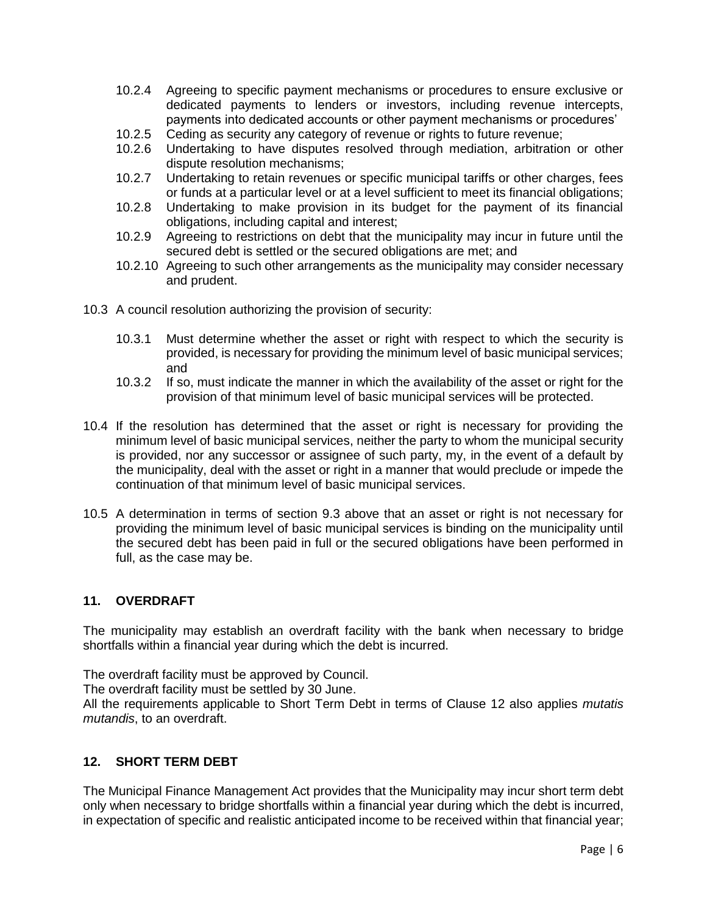10.2.4 Agreeing to specific payment mechanisms or procedures to ensure exclusive or dedicated payments to lenders or investors, including revenue intercepts, payments into dedicated accounts or other payment mechanisms or procedures'

10.2.5 Ceding as security any category of revenue or rights to future revenue;

10.2.6 Undertaking to have disputes resolved through mediation, arbitration or other dispute resolution mechanisms;

10.2.7 Undertaking to retain revenues or specific municipal tariffs or other charges, fees or funds at a particular level or at a level sufficient to meet its financial obligations;

10.2.8 Undertaking to make provision in its budget for the payment of its financial obligations, including capital and interest;

10.2.9 Agreeing to restrictions on debt that the municipality may incur in future until the secured debt is settled or the secured obligations are met; and

10.2.10 Agreeing to such other arrangements as the municipality may consider necessary and prudent.

10.3 A council resolution authorizing the provision of security:

10.3.1 Must determine whether the asset or right with respect to which the security is provided, is necessary for providing the minimum level of basic municipal services; and

10.3.2 If so, must indicate the manner in which the availability of the asset or right for the provision of that minimum level of basic municipal services will be protected.

10.4 If the resolution has determined that the asset or right is necessary for providing the minimum level of basic municipal services, neither the party to whom the municipal security is provided, nor any successor or assignee of such party, my, in the event of a default by the municipality, deal with the asset or right in a manner that would preclude or impede the continuation of that minimum level of basic municipal services.

10.5 A determination in terms of section 9.3 above that an asset or right is not necessary for providing the minimum level of basic municipal services is binding on the municipality until the secured debt has been paid in full or the secured obligations have been performed in full, as the case may be.

## 11. OVERDRAFT

The municipality may establish an overdraft facility with the bank when necessary to bridge shortfalls within a financial year during which the debt is incurred.

The overdraft facility must be approved by Council.
The overdraft facility must be settled by 30 June.
All the requirements applicable to Short Term Debt in terms of Clause 12 also applies *mutatis mutandis*, to an overdraft.

## 12. SHORT TERM DEBT

The Municipal Finance Management Act provides that the Municipality may incur short term debt only when necessary to bridge shortfalls within a financial year during which the debt is incurred, in expectation of specific and realistic anticipated income to be received within that financial year;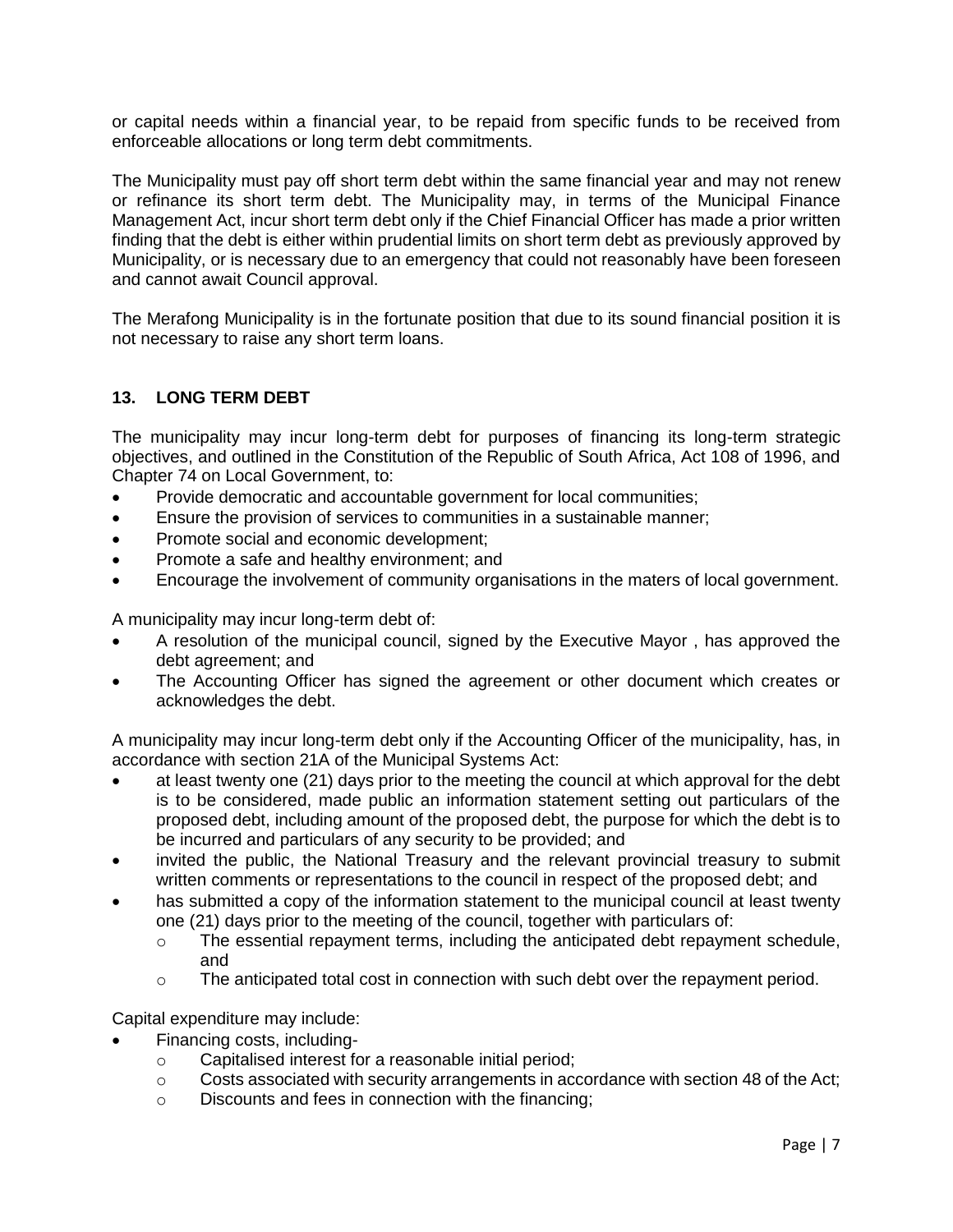or capital needs within a financial year, to be repaid from specific funds to be received from enforceable allocations or long term debt commitments.

The Municipality must pay off short term debt within the same financial year and may not renew or refinance its short term debt. The Municipality may, in terms of the Municipal Finance Management Act, incur short term debt only if the Chief Financial Officer has made a prior written finding that the debt is either within prudential limits on short term debt as previously approved by Municipality, or is necessary due to an emergency that could not reasonably have been foreseen and cannot await Council approval.

The Merafong Municipality is in the fortunate position that due to its sound financial position it is not necessary to raise any short term loans.

## 13. LONG TERM DEBT

The municipality may incur long-term debt for purposes of financing its long-term strategic objectives, and outlined in the Constitution of the Republic of South Africa, Act 108 of 1996, and Chapter 74 on Local Government, to:

- Provide democratic and accountable government for local communities;
- Ensure the provision of services to communities in a sustainable manner;
- Promote social and economic development;
- Promote a safe and healthy environment; and
- Encourage the involvement of community organisations in the maters of local government.

A municipality may incur long-term debt of:

- A resolution of the municipal council, signed by the Executive Mayor , has approved the debt agreement; and
- The Accounting Officer has signed the agreement or other document which creates or acknowledges the debt.

A municipality may incur long-term debt only if the Accounting Officer of the municipality, has, in accordance with section 21A of the Municipal Systems Act:

- at least twenty one (21) days prior to the meeting the council at which approval for the debt is to be considered, made public an information statement setting out particulars of the proposed debt, including amount of the proposed debt, the purpose for which the debt is to be incurred and particulars of any security to be provided; and
- invited the public, the National Treasury and the relevant provincial treasury to submit written comments or representations to the council in respect of the proposed debt; and
- has submitted a copy of the information statement to the municipal council at least twenty one (21) days prior to the meeting of the council, together with particulars of:
  - The essential repayment terms, including the anticipated debt repayment schedule, and
  - The anticipated total cost in connection with such debt over the repayment period.

Capital expenditure may include:

- Financing costs, including-
  - Capitalised interest for a reasonable initial period;
  - Costs associated with security arrangements in accordance with section 48 of the Act;
  - Discounts and fees in connection with the financing;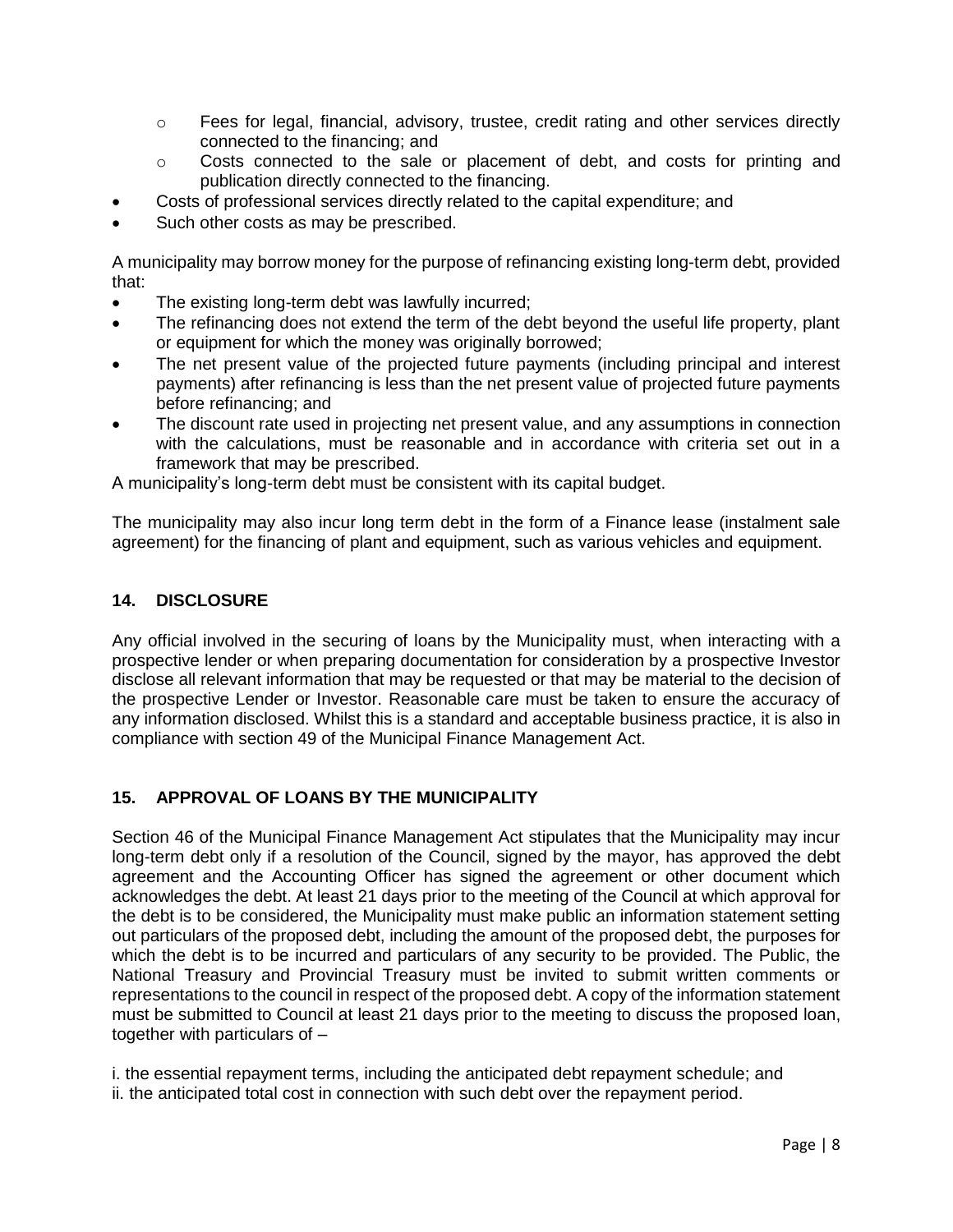- Fees for legal, financial, advisory, trustee, credit rating and other services directly connected to the financing; and
  - Costs connected to the sale or placement of debt, and costs for printing and publication directly connected to the financing.
- Costs of professional services directly related to the capital expenditure; and
- Such other costs as may be prescribed.

A municipality may borrow money for the purpose of refinancing existing long-term debt, provided that:

- The existing long-term debt was lawfully incurred;
- The refinancing does not extend the term of the debt beyond the useful life property, plant or equipment for which the money was originally borrowed;
- The net present value of the projected future payments (including principal and interest payments) after refinancing is less than the net present value of projected future payments before refinancing; and
- The discount rate used in projecting net present value, and any assumptions in connection with the calculations, must be reasonable and in accordance with criteria set out in a framework that may be prescribed.

A municipality's long-term debt must be consistent with its capital budget.

The municipality may also incur long term debt in the form of a Finance lease (instalment sale agreement) for the financing of plant and equipment, such as various vehicles and equipment.

## 14. DISCLOSURE

Any official involved in the securing of loans by the Municipality must, when interacting with a prospective lender or when preparing documentation for consideration by a prospective Investor disclose all relevant information that may be requested or that may be material to the decision of the prospective Lender or Investor. Reasonable care must be taken to ensure the accuracy of any information disclosed. Whilst this is a standard and acceptable business practice, it is also in compliance with section 49 of the Municipal Finance Management Act.

## 15. APPROVAL OF LOANS BY THE MUNICIPALITY

Section 46 of the Municipal Finance Management Act stipulates that the Municipality may incur long-term debt only if a resolution of the Council, signed by the mayor, has approved the debt agreement and the Accounting Officer has signed the agreement or other document which acknowledges the debt. At least 21 days prior to the meeting of the Council at which approval for the debt is to be considered, the Municipality must make public an information statement setting out particulars of the proposed debt, including the amount of the proposed debt, the purposes for which the debt is to be incurred and particulars of any security to be provided. The Public, the National Treasury and Provincial Treasury must be invited to submit written comments or representations to the council in respect of the proposed debt. A copy of the information statement must be submitted to Council at least 21 days prior to the meeting to discuss the proposed loan, together with particulars of –

i. the essential repayment terms, including the anticipated debt repayment schedule; and
ii. the anticipated total cost in connection with such debt over the repayment period.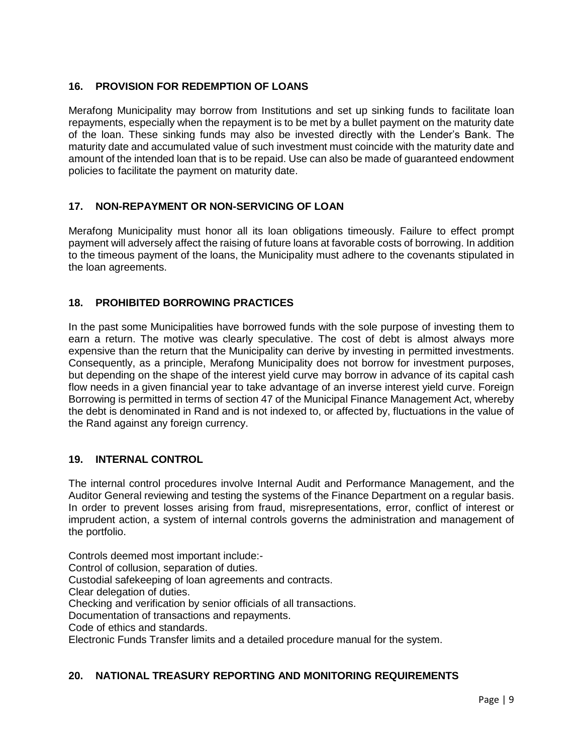## 16. PROVISION FOR REDEMPTION OF LOANS

Merafong Municipality may borrow from Institutions and set up sinking funds to facilitate loan repayments, especially when the repayment is to be met by a bullet payment on the maturity date of the loan. These sinking funds may also be invested directly with the Lender's Bank. The maturity date and accumulated value of such investment must coincide with the maturity date and amount of the intended loan that is to be repaid. Use can also be made of guaranteed endowment policies to facilitate the payment on maturity date.

## 17. NON-REPAYMENT OR NON-SERVICING OF LOAN

Merafong Municipality must honor all its loan obligations timeously. Failure to effect prompt payment will adversely affect the raising of future loans at favorable costs of borrowing. In addition to the timeous payment of the loans, the Municipality must adhere to the covenants stipulated in the loan agreements.

## 18. PROHIBITED BORROWING PRACTICES

In the past some Municipalities have borrowed funds with the sole purpose of investing them to earn a return. The motive was clearly speculative. The cost of debt is almost always more expensive than the return that the Municipality can derive by investing in permitted investments. Consequently, as a principle, Merafong Municipality does not borrow for investment purposes, but depending on the shape of the interest yield curve may borrow in advance of its capital cash flow needs in a given financial year to take advantage of an inverse interest yield curve. Foreign Borrowing is permitted in terms of section 47 of the Municipal Finance Management Act, whereby the debt is denominated in Rand and is not indexed to, or affected by, fluctuations in the value of the Rand against any foreign currency.

## 19. INTERNAL CONTROL

The internal control procedures involve Internal Audit and Performance Management, and the Auditor General reviewing and testing the systems of the Finance Department on a regular basis. In order to prevent losses arising from fraud, misrepresentations, error, conflict of interest or imprudent action, a system of internal controls governs the administration and management of the portfolio.

Controls deemed most important include:-
Control of collusion, separation of duties.
Custodial safekeeping of loan agreements and contracts.
Clear delegation of duties.
Checking and verification by senior officials of all transactions.
Documentation of transactions and repayments.
Code of ethics and standards.
Electronic Funds Transfer limits and a detailed procedure manual for the system.

## 20. NATIONAL TREASURY REPORTING AND MONITORING REQUIREMENTS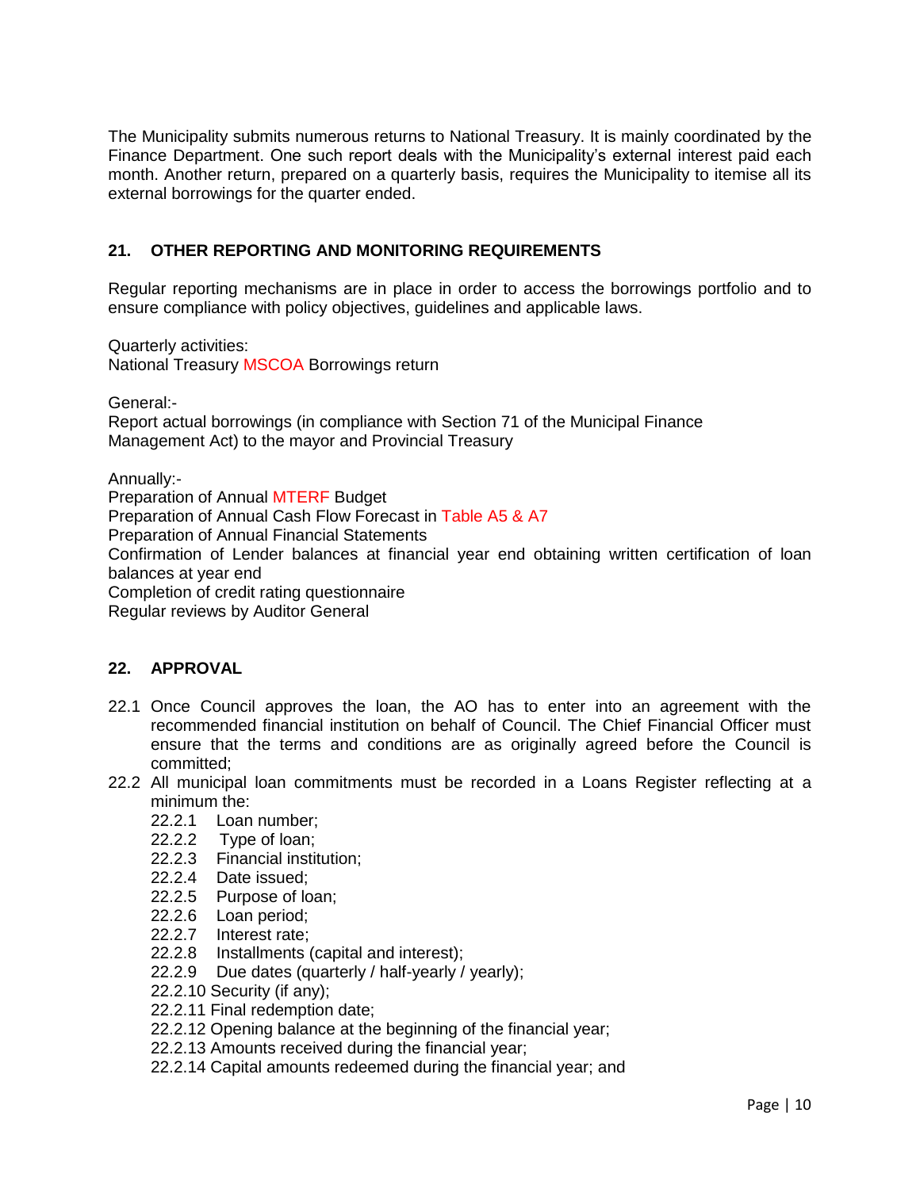The Municipality submits numerous returns to National Treasury. It is mainly coordinated by the Finance Department. One such report deals with the Municipality's external interest paid each month. Another return, prepared on a quarterly basis, requires the Municipality to itemise all its external borrowings for the quarter ended.

## 21. OTHER REPORTING AND MONITORING REQUIREMENTS

Regular reporting mechanisms are in place in order to access the borrowings portfolio and to ensure compliance with policy objectives, guidelines and applicable laws.

Quarterly activities:
National Treasury MSCOA Borrowings return

General:-
Report actual borrowings (in compliance with Section 71 of the Municipal Finance Management Act) to the mayor and Provincial Treasury

Annually:-
Preparation of Annual MTERF Budget
Preparation of Annual Cash Flow Forecast in Table A5 & A7
Preparation of Annual Financial Statements
Confirmation of Lender balances at financial year end obtaining written certification of loan balances at year end
Completion of credit rating questionnaire
Regular reviews by Auditor General

## 22. APPROVAL

22.1 Once Council approves the loan, the AO has to enter into an agreement with the recommended financial institution on behalf of Council. The Chief Financial Officer must ensure that the terms and conditions are as originally agreed before the Council is committed;

22.2 All municipal loan commitments must be recorded in a Loans Register reflecting at a minimum the:

- 22.2.1 Loan number;
- 22.2.2 Type of loan;
- 22.2.3 Financial institution;
- 22.2.4 Date issued;
- 22.2.5 Purpose of loan;
- 22.2.6 Loan period;
- 22.2.7 Interest rate;
- 22.2.8 Installments (capital and interest);
- 22.2.9 Due dates (quarterly / half-yearly / yearly);
- 22.2.10 Security (if any);
- 22.2.11 Final redemption date;
- 22.2.12 Opening balance at the beginning of the financial year;
- 22.2.13 Amounts received during the financial year;
- 22.2.14 Capital amounts redeemed during the financial year; and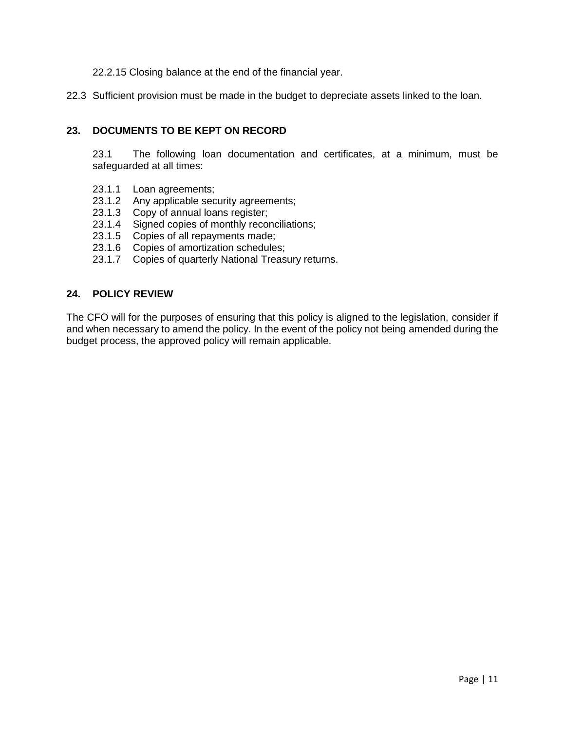22.2.15 Closing balance at the end of the financial year.

22.3 Sufficient provision must be made in the budget to depreciate assets linked to the loan.

## 23. DOCUMENTS TO BE KEPT ON RECORD

23.1 The following loan documentation and certificates, at a minimum, must be safeguarded at all times:

- 23.1.1 Loan agreements;
- 23.1.2 Any applicable security agreements;
- 23.1.3 Copy of annual loans register;
- 23.1.4 Signed copies of monthly reconciliations;
- 23.1.5 Copies of all repayments made;
- 23.1.6 Copies of amortization schedules;
- 23.1.7 Copies of quarterly National Treasury returns.

## 24. POLICY REVIEW

The CFO will for the purposes of ensuring that this policy is aligned to the legislation, consider if and when necessary to amend the policy. In the event of the policy not being amended during the budget process, the approved policy will remain applicable.